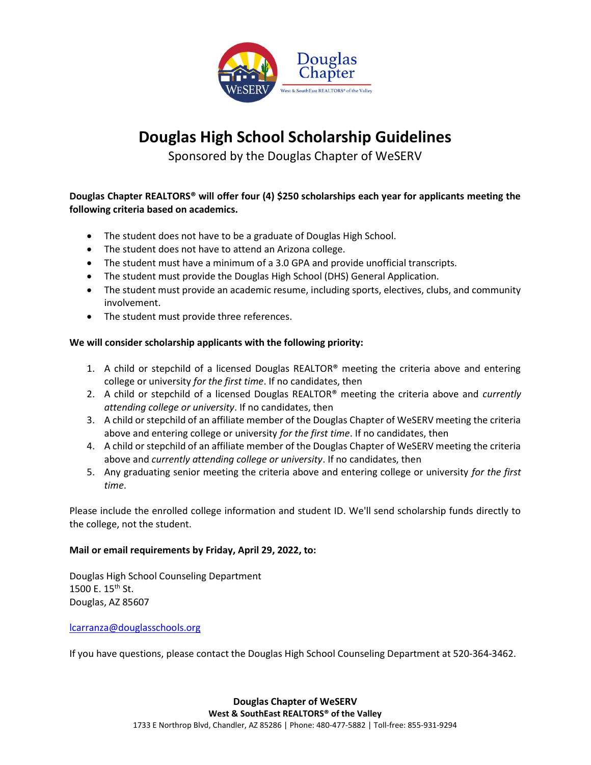Douglas Chapter

West & SouthEast REALTORS® of the Valley

# Douglas High School Scholarship Guidelines

Sponsored by the Douglas Chapter of WeSERV

**Douglas Chapter REALTORS® will offer four (4) $250 scholarships each year for applicants meeting the following criteria based on academics.**

- The student does not have to be a graduate of Douglas High School.
- The student does not have to attend an Arizona college.
- The student must have a minimum of a 3.0 GPA and provide unofficial transcripts.
- The student must provide the Douglas High School (DHS) General Application.
- The student must provide an academic resume, including sports, electives, clubs, and community involvement.
- The student must provide three references.

**We will consider scholarship applicants with the following priority:**

1. A child or stepchild of a licensed Douglas REALTOR® meeting the criteria above and entering college or university *for the first time*. If no candidates, then
2. A child or stepchild of a licensed Douglas REALTOR® meeting the criteria above and *currently attending college or university*. If no candidates, then
3. A child or stepchild of an affiliate member of the Douglas Chapter of WeSERV meeting the criteria above and entering college or university *for the first time*. If no candidates, then
4. A child or stepchild of an affiliate member of the Douglas Chapter of WeSERV meeting the criteria above and *currently attending college or university*. If no candidates, then
5. Any graduating senior meeting the criteria above and entering college or university *for the first time*.

Please include the enrolled college information and student ID. We'll send scholarship funds directly to the college, not the student.

**Mail or email requirements by Friday, April 29, 2022, to:**

Douglas High School Counseling Department
1500 E. 15th St.
Douglas, AZ 85607

lcarranza@douglasschools.org

If you have questions, please contact the Douglas High School Counseling Department at 520-364-3462.

**Douglas Chapter of WeSERV**
**West & SouthEast REALTORS® of the Valley**
1733 E Northrop Blvd, Chandler, AZ 85286 | Phone: 480-477-5882 | Toll-free: 855-931-9294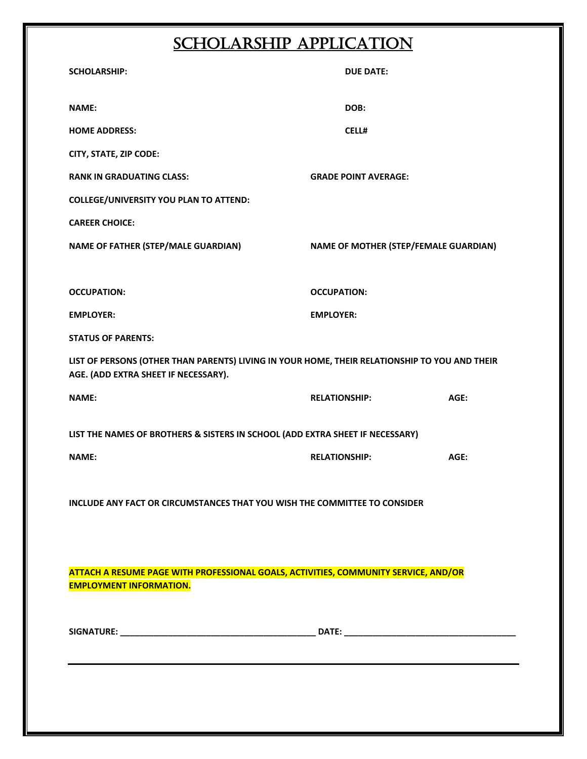# SCHOLARSHIP APPLICATION

**SCHOLARSHIP:** **DUE DATE:**

**NAME:** **DOB:**

**HOME ADDRESS:** **CELL#**

**CITY, STATE, ZIP CODE:**

**RANK IN GRADUATING CLASS:** **GRADE POINT AVERAGE:**

**COLLEGE/UNIVERSITY YOU PLAN TO ATTEND:**

**CAREER CHOICE:**

**NAME OF FATHER (STEP/MALE GUARDIAN)** **NAME OF MOTHER (STEP/FEMALE GUARDIAN)**

**OCCUPATION:** **OCCUPATION:**

**EMPLOYER:** **EMPLOYER:**

**STATUS OF PARENTS:**

**LIST OF PERSONS (OTHER THAN PARENTS) LIVING IN YOUR HOME, THEIR RELATIONSHIP TO YOU AND THEIR AGE. (ADD EXTRA SHEET IF NECESSARY).**

**NAME:** **RELATIONSHIP:** **AGE:**

**LIST THE NAMES OF BROTHERS & SISTERS IN SCHOOL (ADD EXTRA SHEET IF NECESSARY)**

**NAME:** **RELATIONSHIP:** **AGE:**

**INCLUDE ANY FACT OR CIRCUMSTANCES THAT YOU WISH THE COMMITTEE TO CONSIDER**

**ATTACH A RESUME PAGE WITH PROFESSIONAL GOALS, ACTIVITIES, COMMUNITY SERVICE, AND/OR EMPLOYMENT INFORMATION.**

**SIGNATURE:** ________________________________________ **DATE:** ____________________________________